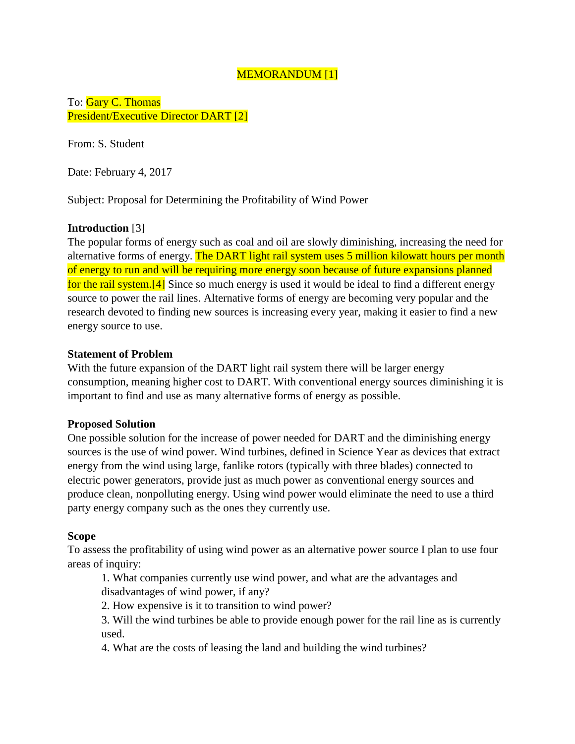MEMORANDUM [1]

To: Gary C. Thomas
President/Executive Director DART [2]

From: S. Student

Date: February 4, 2017

Subject: Proposal for Determining the Profitability of Wind Power

**Introduction** [3]

The popular forms of energy such as coal and oil are slowly diminishing, increasing the need for alternative forms of energy. The DART light rail system uses 5 million kilowatt hours per month of energy to run and will be requiring more energy soon because of future expansions planned for the rail system.[4] Since so much energy is used it would be ideal to find a different energy source to power the rail lines. Alternative forms of energy are becoming very popular and the research devoted to finding new sources is increasing every year, making it easier to find a new energy source to use.

**Statement of Problem**

With the future expansion of the DART light rail system there will be larger energy consumption, meaning higher cost to DART. With conventional energy sources diminishing it is important to find and use as many alternative forms of energy as possible.

**Proposed Solution**

One possible solution for the increase of power needed for DART and the diminishing energy sources is the use of wind power. Wind turbines, defined in Science Year as devices that extract energy from the wind using large, fanlike rotors (typically with three blades) connected to electric power generators, provide just as much power as conventional energy sources and produce clean, nonpolluting energy. Using wind power would eliminate the need to use a third party energy company such as the ones they currently use.

**Scope**

To assess the profitability of using wind power as an alternative power source I plan to use four areas of inquiry:

1. What companies currently use wind power, and what are the advantages and disadvantages of wind power, if any?
2. How expensive is it to transition to wind power?
3. Will the wind turbines be able to provide enough power for the rail line as is currently used.
4. What are the costs of leasing the land and building the wind turbines?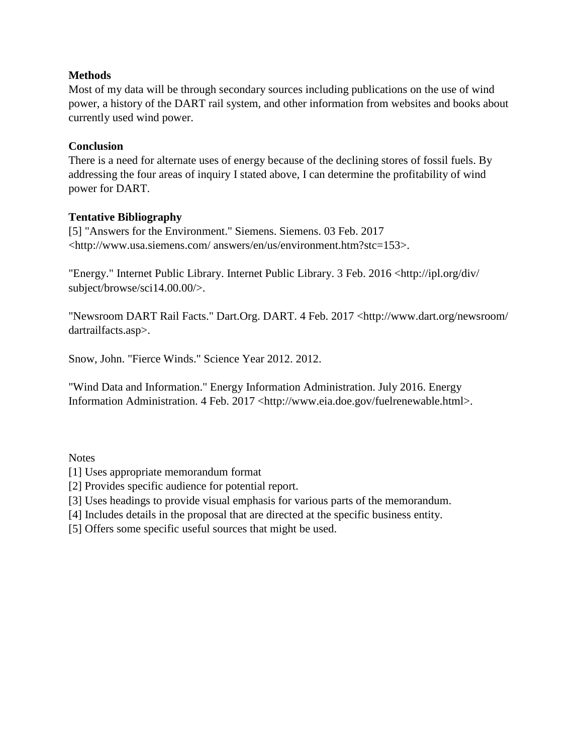**Methods**

Most of my data will be through secondary sources including publications on the use of wind power, a history of the DART rail system, and other information from websites and books about currently used wind power.

**Conclusion**

There is a need for alternate uses of energy because of the declining stores of fossil fuels. By addressing the four areas of inquiry I stated above, I can determine the profitability of wind power for DART.

**Tentative Bibliography**

[5] "Answers for the Environment." Siemens. Siemens. 03 Feb. 2017 <http://www.usa.siemens.com/ answers/en/us/environment.htm?stc=153>.

"Energy." Internet Public Library. Internet Public Library. 3 Feb. 2016 <http://ipl.org/div/ subject/browse/sci14.00.00/>.

"Newsroom DART Rail Facts." Dart.Org. DART. 4 Feb. 2017 <http://www.dart.org/newsroom/ dartrailfacts.asp>.

Snow, John. "Fierce Winds." Science Year 2012. 2012.

"Wind Data and Information." Energy Information Administration. July 2016. Energy Information Administration. 4 Feb. 2017 <http://www.eia.doe.gov/fuelrenewable.html>.

Notes

[1] Uses appropriate memorandum format

[2] Provides specific audience for potential report.

[3] Uses headings to provide visual emphasis for various parts of the memorandum.

[4] Includes details in the proposal that are directed at the specific business entity.

[5] Offers some specific useful sources that might be used.